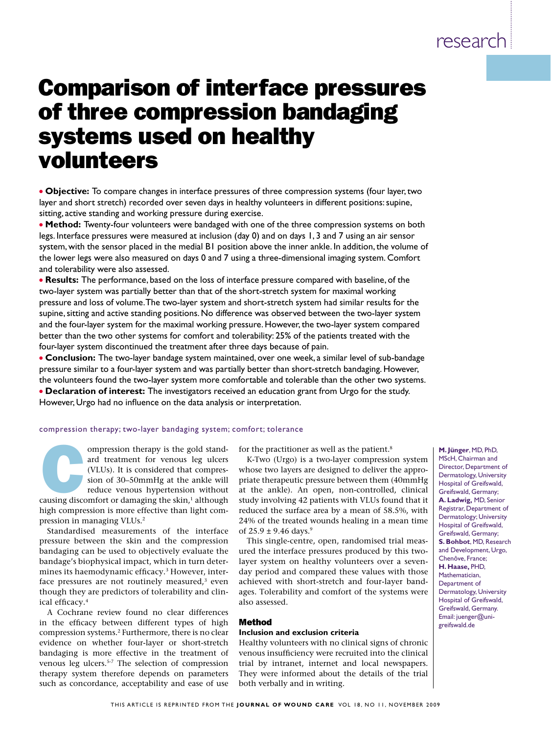# Comparison of interface pressures of three compression bandaging systems used on healthy volunteers

- **Objective:** To compare changes in interface pressures of three compression systems (four layer, two layer and short stretch) recorded over seven days in healthy volunteers in different positions: supine, sitting, active standing and working pressure during exercise.
- **Method:** Twenty-four volunteers were bandaged with one of the three compression systems on both legs. Interface pressures were measured at inclusion (day 0) and on days 1, 3 and 7 using an air sensor system, with the sensor placed in the medial B1 position above the inner ankle. In addition, the volume of the lower legs were also measured on days 0 and 7 using a three-dimensional imaging system. Comfort and tolerability were also assessed.
- **Results:** The performance, based on the loss of interface pressure compared with baseline, of the two-layer system was partially better than that of the short-stretch system for maximal working pressure and loss of volume. The two-layer system and short-stretch system had similar results for the supine, sitting and active standing positions. No difference was observed between the two-layer system and the four-layer system for the maximal working pressure. However, the two-layer system compared better than the two other systems for comfort and tolerability: 25% of the patients treated with the four-layer system discontinued the treatment after three days because of pain.
- **Conclusion:** The two-layer bandage system maintained, over one week, a similar level of sub-bandage pressure similar to a four-layer system and was partially better than short-stretch bandaging. However, the volunteers found the two-layer system more comfortable and tolerable than the other two systems.
- **Declaration of interest:** The investigators received an education grant from Urgo for the study. However, Urgo had no influence on the data analysis or interpretation.

compression therapy; two-layer bandaging system; comfort; tolerance

**M. Jünger**, MD, PhD, MScH, Chairman and Director, Department of Dermatology, University Hospital of Greifswald, Greifswald, Germany; **A. Ladwig,** MD, Senior Registrar, Department of Dermatology; University Hospital of Greifswald, Greifswald, Germany; **S. Bohbot**, MD, Research and Development, Urgo, Chenôve, France; **H. Haase,** PHD, Mathematician, Department of Dermatology, University Hospital of Greifswald, Greifswald, Germany. Email: juenger@uni-greifswald.de

Compression therapy is the gold standard treatment for venous leg ulcers (VLUs). It is considered that compression of 30–50mmHg at the ankle will reduce venous hypertension without causing discomfort or damaging the skin,[1] although high compression is more effective than light compression in managing VLUs.[2]

Standardised measurements of the interface pressure between the skin and the compression bandaging can be used to objectively evaluate the bandage's biophysical impact, which in turn determines its haemodynamic efficacy.[3] However, interface pressures are not routinely measured,[3] even though they are predictors of tolerability and clinical efficacy.[4]

A Cochrane review found no clear differences in the efficacy between different types of high compression systems.[2] Furthermore, there is no clear evidence on whether four-layer or short-stretch bandaging is more effective in the treatment of venous leg ulcers.[5-7] The selection of compression therapy system therefore depends on parameters such as concordance, acceptability and ease of use for the practitioner as well as the patient.[8]

K-Two (Urgo) is a two-layer compression system whose two layers are designed to deliver the appropriate therapeutic pressure between them (40mmHg at the ankle). An open, non-controlled, clinical study involving 42 patients with VLUs found that it reduced the surface area by a mean of 58.5%, with 24% of the treated wounds healing in a mean time of 25.9 ± 9.46 days.[9]

This single-centre, open, randomised trial measured the interface pressures produced by this two-layer system on healthy volunteers over a seven-day period and compared these values with those achieved with short-stretch and four-layer bandages. Tolerability and comfort of the systems were also assessed.

## Method

### Inclusion and exclusion criteria

Healthy volunteers with no clinical signs of chronic venous insufficiency were recruited into the clinical trial by intranet, internet and local newspapers. They were informed about the details of the trial both verbally and in writing.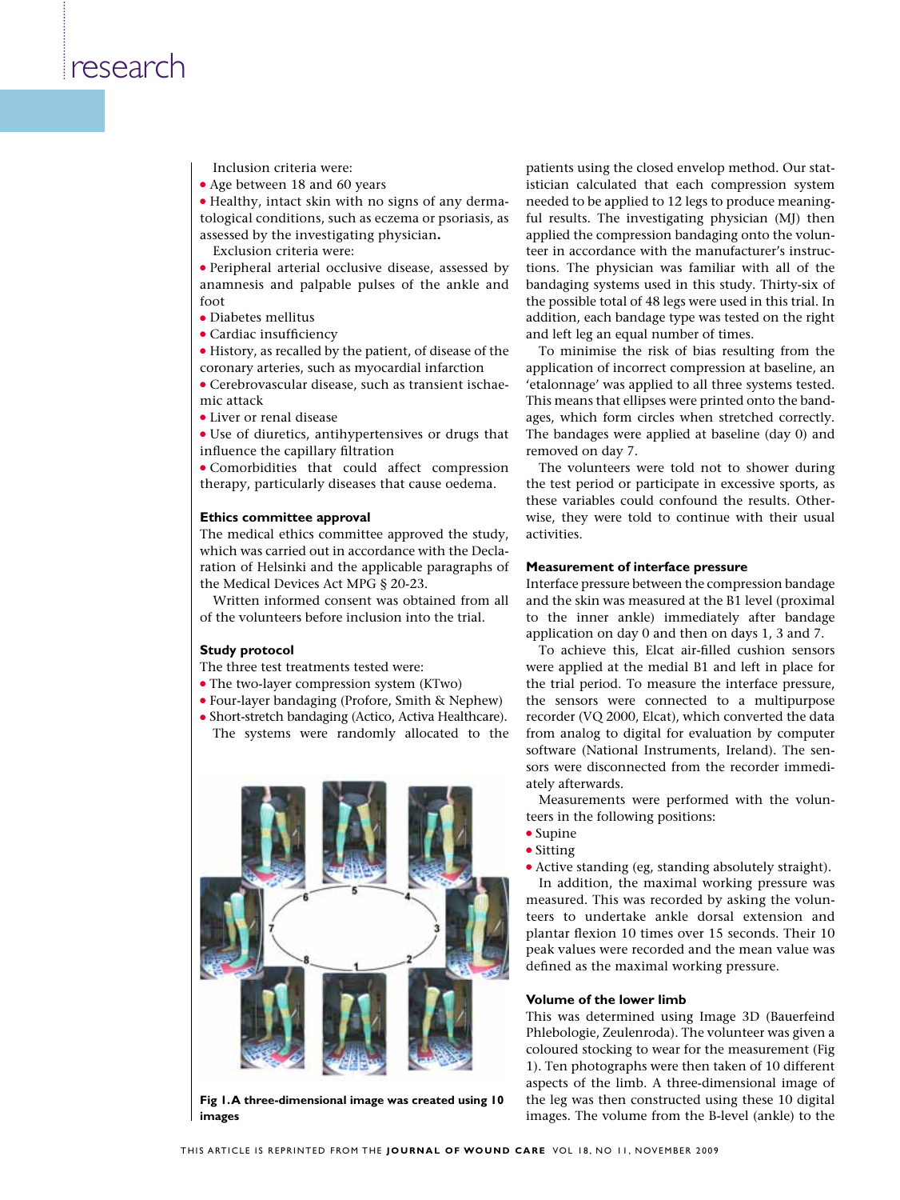Inclusion criteria were:

- Age between 18 and 60 years
- Healthy, intact skin with no signs of any dermatological conditions, such as eczema or psoriasis, as assessed by the investigating physician**.**

Exclusion criteria were:

- Peripheral arterial occlusive disease, assessed by anamnesis and palpable pulses of the ankle and foot
- Diabetes mellitus
- Cardiac insufficiency
- History, as recalled by the patient, of disease of the coronary arteries, such as myocardial infarction
- Cerebrovascular disease, such as transient ischaemic attack
- Liver or renal disease
- Use of diuretics, antihypertensives or drugs that influence the capillary filtration
- Comorbidities that could affect compression therapy, particularly diseases that cause oedema.

### Ethics committee approval

The medical ethics committee approved the study, which was carried out in accordance with the Declaration of Helsinki and the applicable paragraphs of the Medical Devices Act MPG § 20-23.

Written informed consent was obtained from all of the volunteers before inclusion into the trial.

### Study protocol

The three test treatments tested were:

- The two-layer compression system (KTwo)
- Four-layer bandaging (Profore, Smith & Nephew)
- Short-stretch bandaging (Actico, Activa Healthcare).

The systems were randomly allocated to the patients using the closed envelop method. Our statistician calculated that each compression system needed to be applied to 12 legs to produce meaningful results. The investigating physician (MJ) then applied the compression bandaging onto the volunteer in accordance with the manufacturer's instructions. The physician was familiar with all of the bandaging systems used in this study. Thirty-six of the possible total of 48 legs were used in this trial. In addition, each bandage type was tested on the right and left leg an equal number of times.

To minimise the risk of bias resulting from the application of incorrect compression at baseline, an 'etalonnage' was applied to all three systems tested. This means that ellipses were printed onto the bandages, which form circles when stretched correctly. The bandages were applied at baseline (day 0) and removed on day 7.

The volunteers were told not to shower during the test period or participate in excessive sports, as these variables could confound the results. Otherwise, they were told to continue with their usual activities.

**Fig 1. A three-dimensional image was created using 10 images**

### Measurement of interface pressure

Interface pressure between the compression bandage and the skin was measured at the B1 level (proximal to the inner ankle) immediately after bandage application on day 0 and then on days 1, 3 and 7.

To achieve this, Elcat air-filled cushion sensors were applied at the medial B1 and left in place for the trial period. To measure the interface pressure, the sensors were connected to a multipurpose recorder (VQ 2000, Elcat), which converted the data from analog to digital for evaluation by computer software (National Instruments, Ireland). The sensors were disconnected from the recorder immediately afterwards.

Measurements were performed with the volunteers in the following positions:

- Supine
- Sitting
- Active standing (eg, standing absolutely straight).

In addition, the maximal working pressure was measured. This was recorded by asking the volunteers to undertake ankle dorsal extension and plantar flexion 10 times over 15 seconds. Their 10 peak values were recorded and the mean value was defined as the maximal working pressure.

### Volume of the lower limb

This was determined using Image 3D (Bauerfeind Phlebologie, Zeulenroda). The volunteer was given a coloured stocking to wear for the measurement (Fig 1). Ten photographs were then taken of 10 different aspects of the limb. A three-dimensional image of the leg was then constructed using these 10 digital images. The volume from the B-level (ankle) to the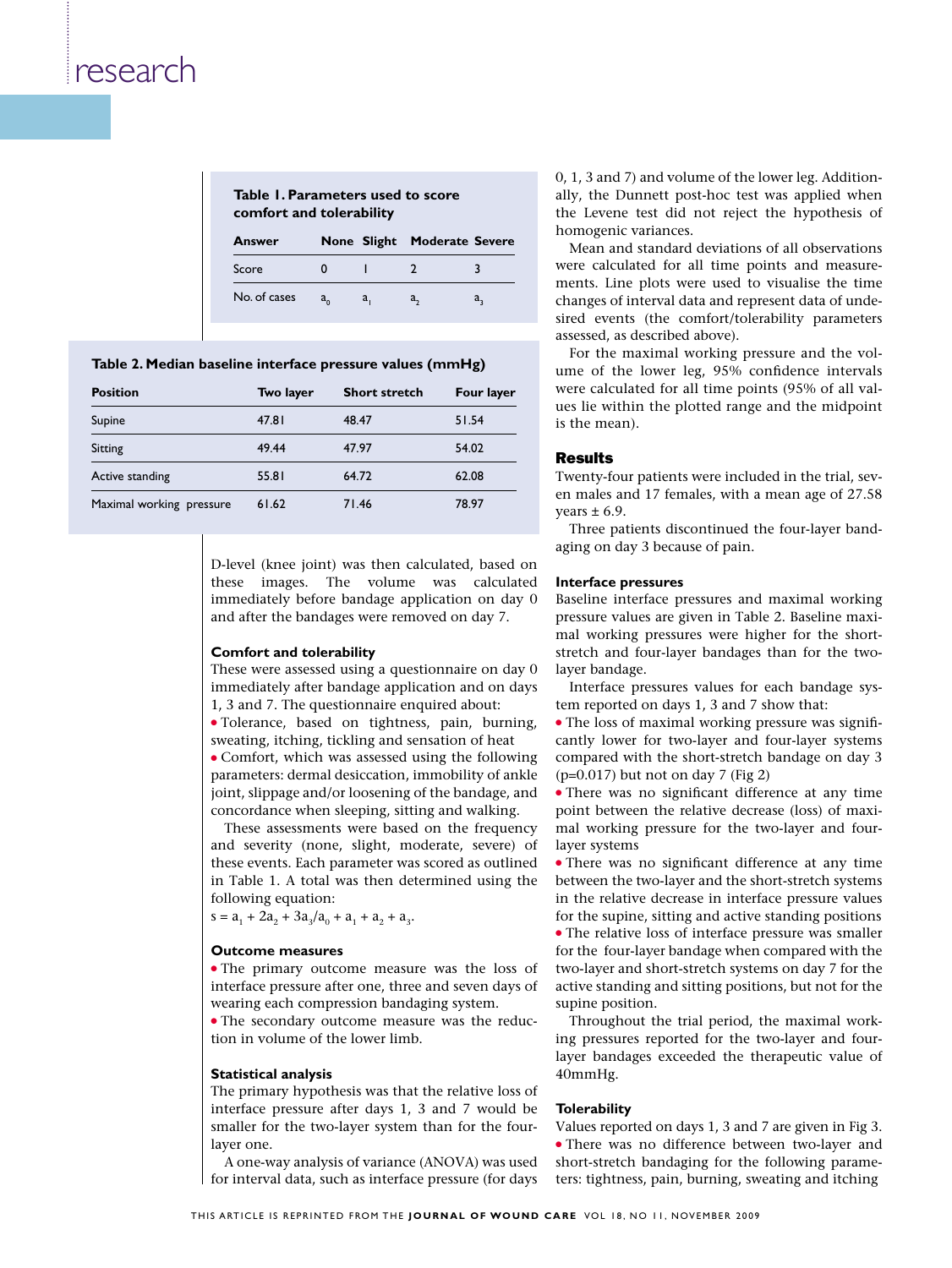**Table 1. Parameters used to score comfort and tolerability**

| Answer | None | Slight | Moderate | Severe |
|---|---|---|---|---|
| Score | 0 | 1 | 2 | 3 |
| No. of cases | $a_0$ | $a_1$ | $a_2$ | $a_3$ |

**Table 2. Median baseline interface pressure values (mmHg)**

| Position | Two layer | Short stretch | Four layer |
|---|---|---|---|
| Supine | 47.81 | 48.47 | 51.54 |
| Sitting | 49.44 | 47.97 | 54.02 |
| Active standing | 55.81 | 64.72 | 62.08 |
| Maximal working pressure | 61.62 | 71.46 | 78.97 |

D-level (knee joint) was then calculated, based on these images. The volume was calculated immediately before bandage application on day 0 and after the bandages were removed on day 7.

### Comfort and tolerability

These were assessed using a questionnaire on day 0 immediately after bandage application and on days 1, 3 and 7. The questionnaire enquired about:

- Tolerance, based on tightness, pain, burning, sweating, itching, tickling and sensation of heat
- Comfort, which was assessed using the following parameters: dermal desiccation, immobility of ankle joint, slippage and/or loosening of the bandage, and concordance when sleeping, sitting and walking.

These assessments were based on the frequency and severity (none, slight, moderate, severe) of these events. Each parameter was scored as outlined in Table 1. A total was then determined using the following equation:

$s = a_1 + 2a_2 + 3a_3/a_0 + a_1 + a_2 + a_3$.

### Outcome measures

- The primary outcome measure was the loss of interface pressure after one, three and seven days of wearing each compression bandaging system.
- The secondary outcome measure was the reduction in volume of the lower limb.

### Statistical analysis

The primary hypothesis was that the relative loss of interface pressure after days 1, 3 and 7 would be smaller for the two-layer system than for the four-layer one.

A one-way analysis of variance (ANOVA) was used for interval data, such as interface pressure (for days 0, 1, 3 and 7) and volume of the lower leg. Additionally, the Dunnett post-hoc test was applied when the Levene test did not reject the hypothesis of homogenic variances.

Mean and standard deviations of all observations were calculated for all time points and measurements. Line plots were used to visualise the time changes of interval data and represent data of undesired events (the comfort/tolerability parameters assessed, as described above).

For the maximal working pressure and the volume of the lower leg, 95% confidence intervals were calculated for all time points (95% of all values lie within the plotted range and the midpoint is the mean).

## Results

Twenty-four patients were included in the trial, seven males and 17 females, with a mean age of 27.58 years ± 6.9.

Three patients discontinued the four-layer bandaging on day 3 because of pain.

### Interface pressures

Baseline interface pressures and maximal working pressure values are given in Table 2. Baseline maximal working pressures were higher for the short-stretch and four-layer bandages than for the two-layer bandage.

Interface pressures values for each bandage system reported on days 1, 3 and 7 show that:

- The loss of maximal working pressure was significantly lower for two-layer and four-layer systems compared with the short-stretch bandage on day 3 (p=0.017) but not on day 7 (Fig 2)
- There was no significant difference at any time point between the relative decrease (loss) of maximal working pressure for the two-layer and four-layer systems
- There was no significant difference at any time between the two-layer and the short-stretch systems in the relative decrease in interface pressure values for the supine, sitting and active standing positions
- The relative loss of interface pressure was smaller for the four-layer bandage when compared with the two-layer and short-stretch systems on day 7 for the active standing and sitting positions, but not for the supine position.

Throughout the trial period, the maximal working pressures reported for the two-layer and four-layer bandages exceeded the therapeutic value of 40mmHg.

### Tolerability

Values reported on days 1, 3 and 7 are given in Fig 3.

- There was no difference between two-layer and short-stretch bandaging for the following parameters: tightness, pain, burning, sweating and itching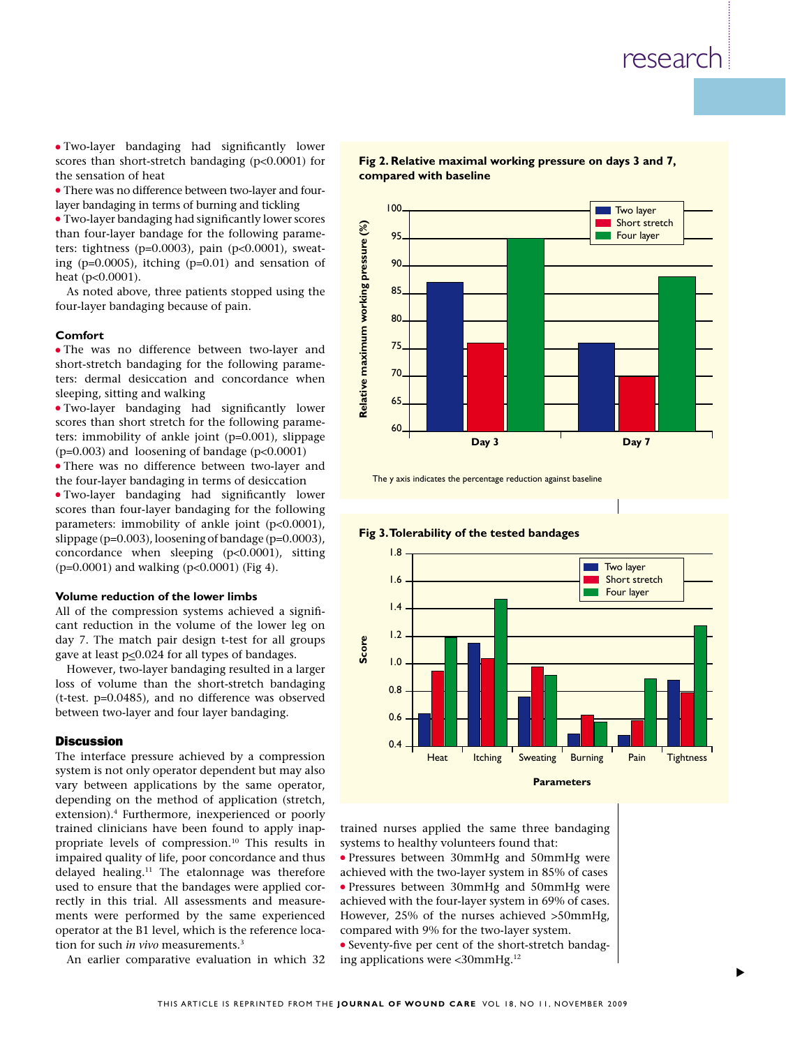- Two-layer bandaging had significantly lower scores than short-stretch bandaging ($p<0.0001$) for the sensation of heat
- There was no difference between two-layer and four-layer bandaging in terms of burning and tickling
- Two-layer bandaging had significantly lower scores than four-layer bandage for the following parameters: tightness ($p=0.0003$), pain ($p<0.0001$), sweating ($p=0.0005$), itching ($p=0.01$) and sensation of heat ($p<0.0001$).

As noted above, three patients stopped using the four-layer bandaging because of pain.

### Comfort

- The was no difference between two-layer and short-stretch bandaging for the following parameters: dermal desiccation and concordance when sleeping, sitting and walking
- Two-layer bandaging had significantly lower scores than short stretch for the following parameters: immobility of ankle joint ($p=0.001$), slippage ($p=0.003$) and loosening of bandage ($p<0.0001$)
- There was no difference between two-layer and the four-layer bandaging in terms of desiccation
- Two-layer bandaging had significantly lower scores than four-layer bandaging for the following parameters: immobility of ankle joint ($p<0.0001$), slippage ($p=0.003$), loosening of bandage ($p=0.0003$), concordance when sleeping ($p<0.0001$), sitting ($p=0.0001$) and walking ($p<0.0001$) (Fig 4).

### Volume reduction of the lower limbs

All of the compression systems achieved a significant reduction in the volume of the lower leg on day 7. The match pair design t-test for all groups gave at least $p\leq0.024$ for all types of bandages.

However, two-layer bandaging resulted in a larger loss of volume than the short-stretch bandaging (t-test. $p=0.0485$), and no difference was observed between two-layer and four layer bandaging.

**Fig 2. Relative maximal working pressure on days 3 and 7, compared with baseline**

The y axis indicates the percentage reduction against baseline

**Fig 3. Tolerability of the tested bandages**

## Discussion

The interface pressure achieved by a compression system is not only operator dependent but may also vary between applications by the same operator, depending on the method of application (stretch, extension).[4] Furthermore, inexperienced or poorly trained clinicians have been found to apply inappropriate levels of compression.[10] This results in impaired quality of life, poor concordance and thus delayed healing.[11] The etalonnage was therefore used to ensure that the bandages were applied correctly in this trial. All assessments and measurements were performed by the same experienced operator at the B1 level, which is the reference location for such *in vivo* measurements.[3]

An earlier comparative evaluation in which 32 trained nurses applied the same three bandaging systems to healthy volunteers found that:

- Pressures between 30mmHg and 50mmHg were achieved with the two-layer system in 85% of cases
- Pressures between 30mmHg and 50mmHg were achieved with the four-layer system in 69% of cases. However, 25% of the nurses achieved >50mmHg, compared with 9% for the two-layer system.
- Seventy-five per cent of the short-stretch bandaging applications were <30mmHg.[12]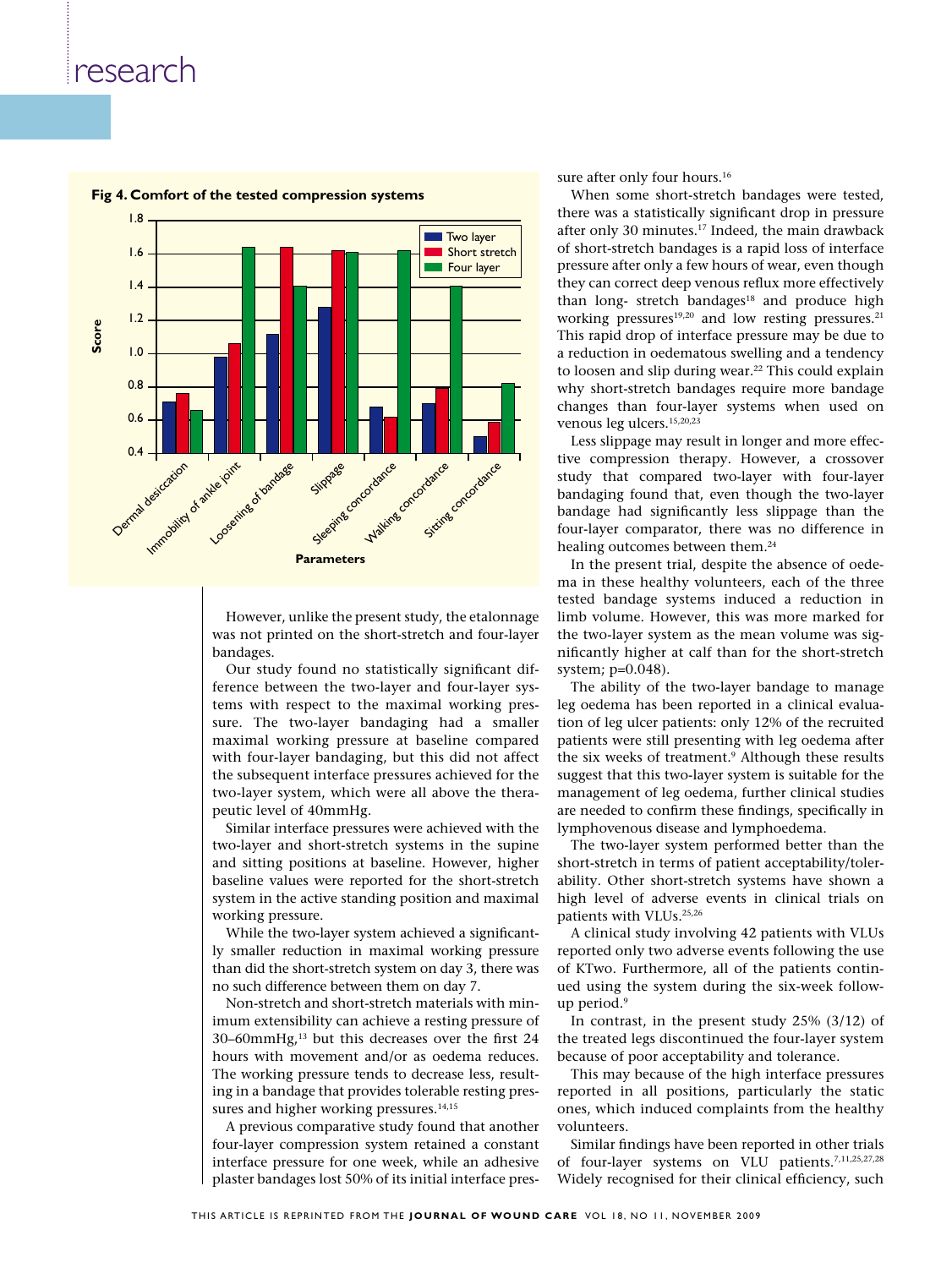**Fig 4. Comfort of the tested compression systems**

However, unlike the present study, the etalonnage was not printed on the short-stretch and four-layer bandages.

Our study found no statistically significant difference between the two-layer and four-layer systems with respect to the maximal working pressure. The two-layer bandaging had a smaller maximal working pressure at baseline compared with four-layer bandaging, but this did not affect the subsequent interface pressures achieved for the two-layer system, which were all above the therapeutic level of 40mmHg.

Similar interface pressures were achieved with the two-layer and short-stretch systems in the supine and sitting positions at baseline. However, higher baseline values were reported for the short-stretch system in the active standing position and maximal working pressure.

While the two-layer system achieved a significantly smaller reduction in maximal working pressure than did the short-stretch system on day 3, there was no such difference between them on day 7.

Non-stretch and short-stretch materials with minimum extensibility can achieve a resting pressure of 30–60mmHg,[13] but this decreases over the first 24 hours with movement and/or as oedema reduces. The working pressure tends to decrease less, resulting in a bandage that provides tolerable resting pressures and higher working pressures.[14,15]

A previous comparative study found that another four-layer compression system retained a constant interface pressure for one week, while an adhesive plaster bandages lost 50% of its initial interface pressure after only four hours.[16]

When some short-stretch bandages were tested, there was a statistically significant drop in pressure after only 30 minutes.[17] Indeed, the main drawback of short-stretch bandages is a rapid loss of interface pressure after only a few hours of wear, even though they can correct deep venous reflux more effectively than long- stretch bandages[18] and produce high working pressures[19,20] and low resting pressures.[21] This rapid drop of interface pressure may be due to a reduction in oedematous swelling and a tendency to loosen and slip during wear.[22] This could explain why short-stretch bandages require more bandage changes than four-layer systems when used on venous leg ulcers.[15,20,23]

Less slippage may result in longer and more effective compression therapy. However, a crossover study that compared two-layer with four-layer bandaging found that, even though the two-layer bandage had significantly less slippage than the four-layer comparator, there was no difference in healing outcomes between them.[24]

In the present trial, despite the absence of oedema in these healthy volunteers, each of the three tested bandage systems induced a reduction in limb volume. However, this was more marked for the two-layer system as the mean volume was significantly higher at calf than for the short-stretch system; p=0.048).

The ability of the two-layer bandage to manage leg oedema has been reported in a clinical evaluation of leg ulcer patients: only 12% of the recruited patients were still presenting with leg oedema after the six weeks of treatment.[9] Although these results suggest that this two-layer system is suitable for the management of leg oedema, further clinical studies are needed to confirm these findings, specifically in lymphovenous disease and lymphoedema.

The two-layer system performed better than the short-stretch in terms of patient acceptability/tolerability. Other short-stretch systems have shown a high level of adverse events in clinical trials on patients with VLUs.[25,26]

A clinical study involving 42 patients with VLUs reported only two adverse events following the use of KTwo. Furthermore, all of the patients continued using the system during the six-week follow-up period.[9]

In contrast, in the present study 25% (3/12) of the treated legs discontinued the four-layer system because of poor acceptability and tolerance.

This may because of the high interface pressures reported in all positions, particularly the static ones, which induced complaints from the healthy volunteers.

Similar findings have been reported in other trials of four-layer systems on VLU patients.[7,11,25,27,28] Widely recognised for their clinical efficiency, such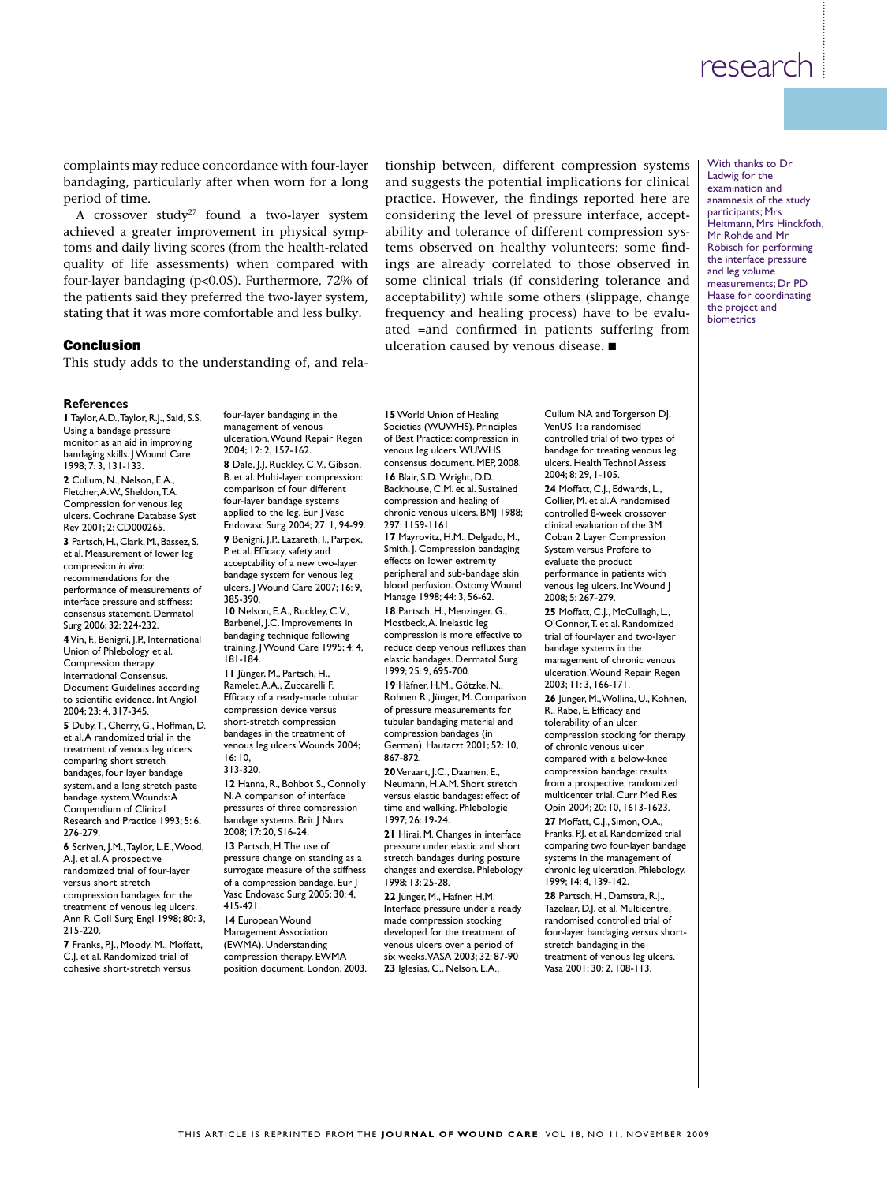complaints may reduce concordance with four-layer bandaging, particularly after when worn for a long period of time.

A crossover study[27] found a two-layer system achieved a greater improvement in physical symptoms and daily living scores (from the health-related quality of life assessments) when compared with four-layer bandaging ($p<0.05$). Furthermore, 72% of the patients said they preferred the two-layer system, stating that it was more comfortable and less bulky.

## Conclusion

This study adds to the understanding of, and relationship between, different compression systems and suggests the potential implications for clinical practice. However, the findings reported here are considering the level of pressure interface, acceptability and tolerance of different compression systems observed on healthy volunteers: some findings are already correlated to those observed in some clinical trials (if considering tolerance and acceptability) while some others (slippage, change frequency and healing process) have to be evaluated =and confirmed in patients suffering from ulceration caused by venous disease. ■

With thanks to Dr Ladwig for the examination and anamnesis of the study participants; Mrs Heitmann, Mrs Hinckfoth, Mr Rohde and Mr Röbisch for performing the interface pressure and leg volume measurements; Dr PD Haase for coordinating the project and biometrics

### References

**1** Taylor, A.D., Taylor, R.J., Said, S.S. Using a bandage pressure monitor as an aid in improving bandaging skills. J Wound Care 1998; 7: 3, 131-133.

**2** Cullum, N., Nelson, E.A., Fletcher, A.W., Sheldon, T.A. Compression for venous leg ulcers. Cochrane Database Syst Rev 2001; 2: CD000265.

**3** Partsch, H., Clark, M., Bassez, S. et al. Measurement of lower leg compression *in vivo*: recommendations for the performance of measurements of interface pressure and stiffness: consensus statement. Dermatol Surg 2006; 32: 224-232.

**4** Vin, F., Benigni, J.P., International Union of Phlebology et al. Compression therapy. International Consensus. Document Guidelines according to scientific evidence. Int Angiol 2004; 23: 4, 317-345.

**5** Duby, T., Cherry, G., Hoffman, D. et al. A randomized trial in the treatment of venous leg ulcers comparing short stretch bandages, four layer bandage system, and a long stretch paste bandage system. Wounds: A Compendium of Clinical Research and Practice 1993; 5: 6, 276-279.

**6** Scriven, J.M., Taylor, L.E., Wood, A.J. et al. A prospective randomized trial of four-layer versus short stretch compression bandages for the treatment of venous leg ulcers. Ann R Coll Surg Engl 1998; 80: 3, 215-220.

**7** Franks, P.J., Moody, M., Moffatt, C.J. et al. Randomized trial of cohesive short-stretch versus four-layer bandaging in the management of venous ulceration. Wound Repair Regen 2004; 12: 2, 157-162.

**8** Dale, J.J, Ruckley, C.V., Gibson, B. et al. Multi-layer compression: comparison of four different four-layer bandage systems applied to the leg. Eur J Vasc Endovasc Surg 2004; 27: 1, 94-99.

**9** Benigni, J.P., Lazareth, I., Parpex, P. et al. Efficacy, safety and acceptability of a new two-layer bandage system for venous leg ulcers. J Wound Care 2007; 16: 9, 385-390.

**10** Nelson, E.A., Ruckley, C.V., Barbenel, J.C. Improvements in bandaging technique following training. J Wound Care 1995; 4: 4, 181-184.

**11** Jünger, M., Partsch, H., Ramelet, A.A., Zuccarelli F. Efficacy of a ready-made tubular compression device versus short-stretch compression bandages in the treatment of venous leg ulcers. Wounds 2004; 16: 10, 313-320.

**12** Hanna, R., Bohbot S., Connolly N.A comparison of interface pressures of three compression bandage systems. Brit J Nurs 2008; 17: 20, S16-24.

**13** Partsch, H. The use of pressure change on standing as a surrogate measure of the stiffness of a compression bandage. Eur J Vasc Endovasc Surg 2005; 30: 4, 415-421.

**14** European Wound Management Association (EWMA). Understanding compression therapy. EWMA position document. London, 2003.

**15** World Union of Healing Societies (WUWHS). Principles of Best Practice: compression in venous leg ulcers. WUWHS consensus document. MEP, 2008.

**16** Blair, S.D., Wright, D.D., Backhouse, C.M. et al. Sustained compression and healing of chronic venous ulcers. BMJ 1988; 297: 1159-1161.

**17** Mayrovitz, H.M., Delgado, M., Smith, J. Compression bandaging effects on lower extremity peripheral and sub-bandage skin blood perfusion. Ostomy Wound Manage 1998; 44: 3, 56-62.

**18** Partsch, H., Menzinger. G., Mostbeck, A. Inelastic leg compression is more effective to reduce deep venous refluxes than elastic bandages. Dermatol Surg 1999; 25: 9, 695-700.

**19** Häfner, H.M., Götzke, N., Rohnen R., Jünger, M. Comparison of pressure measurements for tubular bandaging material and compression bandages (in German). Hautarzt 2001; 52: 10, 867-872.

**20** Veraart, J.C., Daamen, E., Neumann, H.A.M. Short stretch versus elastic bandages: effect of time and walking. Phlebologie 1997; 26: 19-24.

**21** Hirai, M. Changes in interface pressure under elastic and short stretch bandages during posture changes and exercise. Phlebology 1998; 13: 25-28.

**22** Jünger, M., Häfner, H.M. Interface pressure under a ready made compression stocking developed for the treatment of venous ulcers over a period of six weeks. VASA 2003; 32: 87-90

**23** Iglesias, C., Nelson, E.A., Cullum NA and Torgerson DJ. VenUS 1: a randomised controlled trial of two types of bandage for treating venous leg ulcers. Health Technol Assess 2004; 8: 29, 1-105.

**24** Moffatt, C.J., Edwards, L., Collier, M. et al. A randomised controlled 8-week crossover clinical evaluation of the 3M Coban 2 Layer Compression System versus Profore to evaluate the product performance in patients with venous leg ulcers. Int Wound J 2008; 5: 267-279.

**25** Moffatt, C.J., McCullagh, L., O'Connor, T. et al. Randomized trial of four-layer and two-layer bandage systems in the management of chronic venous ulceration. Wound Repair Regen 2003; 11: 3, 166-171.

**26** Jünger, M., Wollina, U., Kohnen, R., Rabe, E. Efficacy and tolerability of an ulcer compression stocking for therapy of chronic venous ulcer compared with a below-knee compression bandage: results from a prospective, randomized multicenter trial. Curr Med Res Opin 2004; 20: 10, 1613-1623.

**27** Moffatt, C.J., Simon, O.A., Franks, P.J. et al. Randomized trial comparing two four-layer bandage systems in the management of chronic leg ulceration. Phlebology. 1999; 14: 4, 139-142.

**28** Partsch, H., Damstra, R.J., Tazelaar, D.J. et al. Multicentre, randomised controlled trial of four-layer bandaging versus short-stretch bandaging in the treatment of venous leg ulcers. Vasa 2001; 30: 2, 108-113.